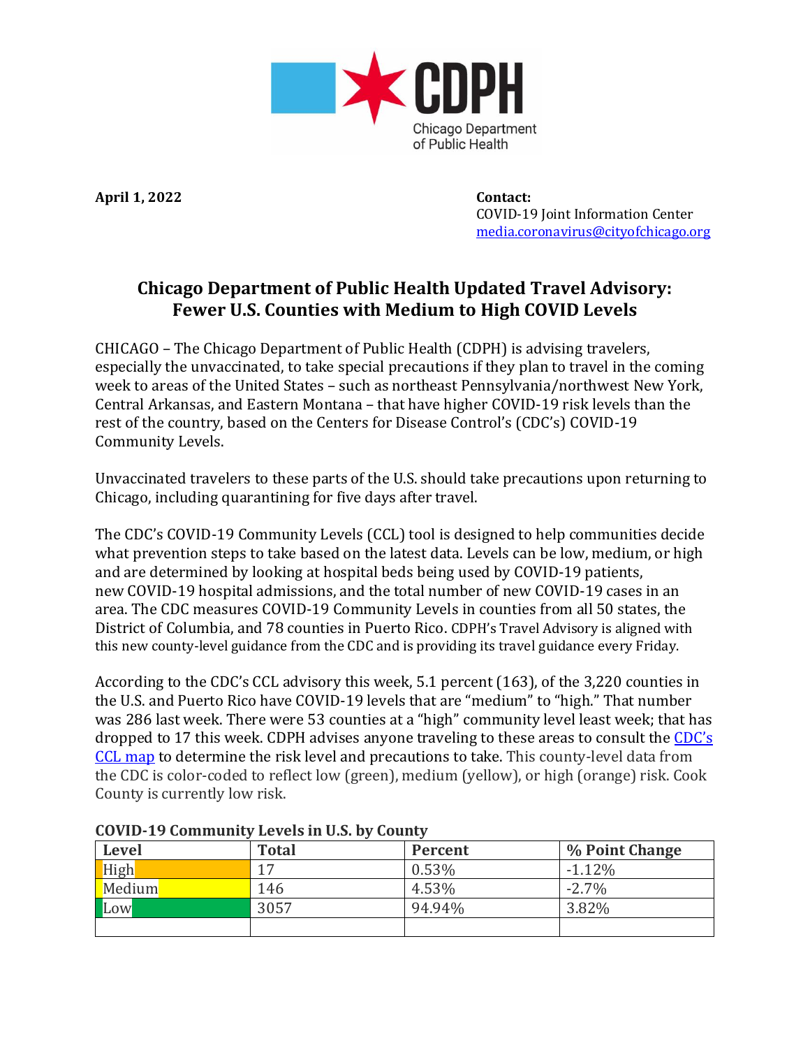CDPH

Chicago Department of Public Health

**April 1, 2022**

**Contact:**
COVID-19 Joint Information Center
[media.coronavirus@cityofchicago.org](mailto:media.coronavirus@cityofchicago.org)

## Chicago Department of Public Health Updated Travel Advisory: Fewer U.S. Counties with Medium to High COVID Levels

CHICAGO – The Chicago Department of Public Health (CDPH) is advising travelers, especially the unvaccinated, to take special precautions if they plan to travel in the coming week to areas of the United States – such as northeast Pennsylvania/northwest New York, Central Arkansas, and Eastern Montana – that have higher COVID-19 risk levels than the rest of the country, based on the Centers for Disease Control's (CDC's) COVID-19 Community Levels.

Unvaccinated travelers to these parts of the U.S. should take precautions upon returning to Chicago, including quarantining for five days after travel.

The CDC's COVID-19 Community Levels (CCL) tool is designed to help communities decide what prevention steps to take based on the latest data. Levels can be low, medium, or high and are determined by looking at hospital beds being used by COVID-19 patients, new COVID-19 hospital admissions, and the total number of new COVID-19 cases in an area. The CDC measures COVID-19 Community Levels in counties from all 50 states, the District of Columbia, and 78 counties in Puerto Rico. CDPH's Travel Advisory is aligned with this new county-level guidance from the CDC and is providing its travel guidance every Friday.

According to the CDC's CCL advisory this week, 5.1 percent (163), of the 3,220 counties in the U.S. and Puerto Rico have COVID-19 levels that are "medium" to "high." That number was 286 last week. There were 53 counties at a "high" community level least week; that has dropped to 17 this week. CDPH advises anyone traveling to these areas to consult the [CDC's CCL map](#) to determine the risk level and precautions to take. This county-level data from the CDC is color-coded to reflect low (green), medium (yellow), or high (orange) risk. Cook County is currently low risk.

**COVID-19 Community Levels in U.S. by County**

| Level | Total | Percent | % Point Change |
|---|---|---|---|
| High | 17 | 0.53% | -1.12% |
| Medium | 146 | 4.53% | -2.7% |
| Low | 3057 | 94.94% | 3.82% |
| | | | |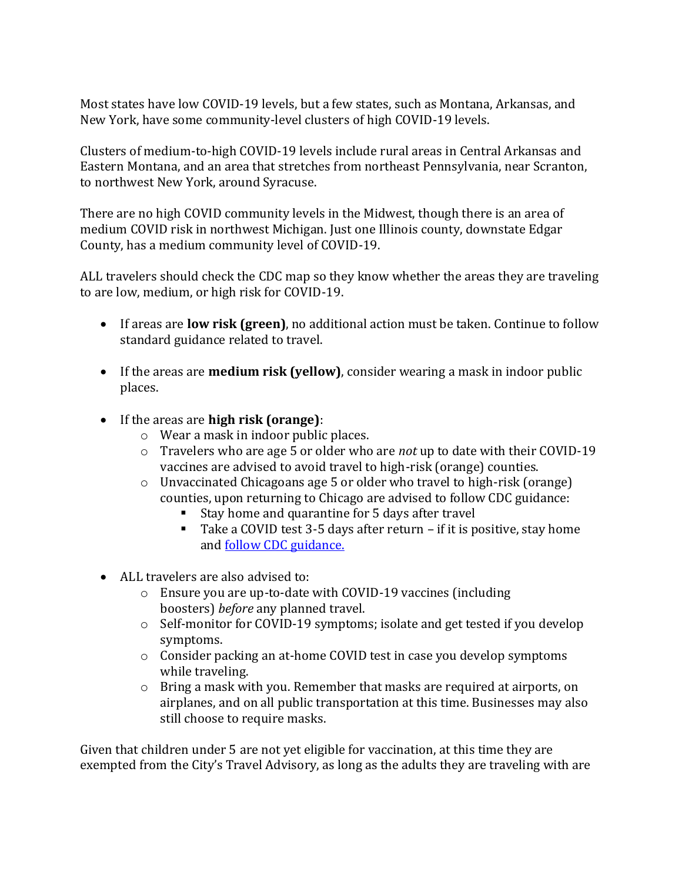Most states have low COVID-19 levels, but a few states, such as Montana, Arkansas, and New York, have some community-level clusters of high COVID-19 levels.

Clusters of medium-to-high COVID-19 levels include rural areas in Central Arkansas and Eastern Montana, and an area that stretches from northeast Pennsylvania, near Scranton, to northwest New York, around Syracuse.

There are no high COVID community levels in the Midwest, though there is an area of medium COVID risk in northwest Michigan. Just one Illinois county, downstate Edgar County, has a medium community level of COVID-19.

ALL travelers should check the CDC map so they know whether the areas they are traveling to are low, medium, or high risk for COVID-19.

- If areas are **low risk (green)**, no additional action must be taken. Continue to follow standard guidance related to travel.

- If the areas are **medium risk (yellow)**, consider wearing a mask in indoor public places.

- If the areas are **high risk (orange)**:
  - Wear a mask in indoor public places.
  - Travelers who are age 5 or older who are *not* up to date with their COVID-19 vaccines are advised to avoid travel to high-risk (orange) counties.
  - Unvaccinated Chicagoans age 5 or older who travel to high-risk (orange) counties, upon returning to Chicago are advised to follow CDC guidance:
    - Stay home and quarantine for 5 days after travel
    - Take a COVID test 3-5 days after return – if it is positive, stay home and [follow CDC guidance.]()

- ALL travelers are also advised to:
  - Ensure you are up-to-date with COVID-19 vaccines (including boosters) *before* any planned travel.
  - Self-monitor for COVID-19 symptoms; isolate and get tested if you develop symptoms.
  - Consider packing an at-home COVID test in case you develop symptoms while traveling.
  - Bring a mask with you. Remember that masks are required at airports, on airplanes, and on all public transportation at this time. Businesses may also still choose to require masks.

Given that children under 5 are not yet eligible for vaccination, at this time they are exempted from the City's Travel Advisory, as long as the adults they are traveling with are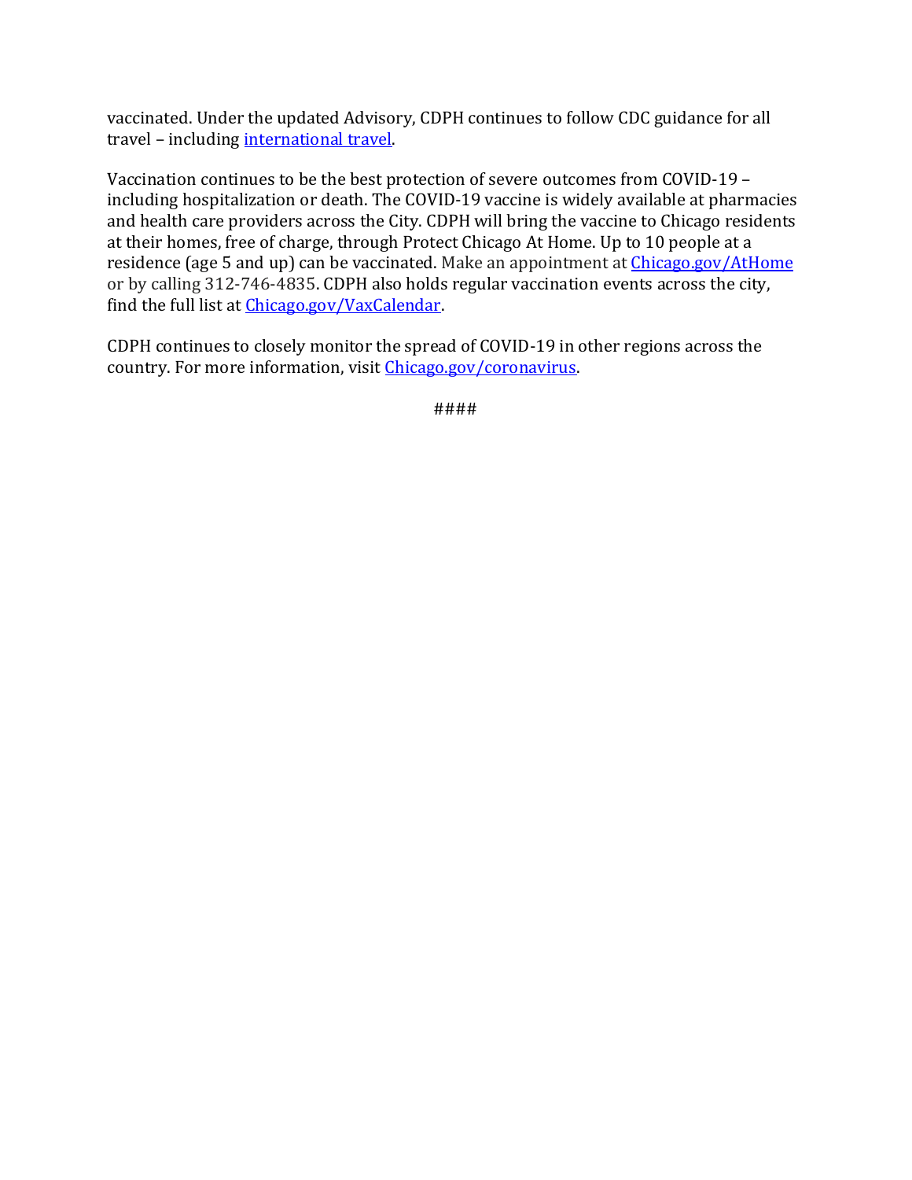vaccinated. Under the updated Advisory, CDPH continues to follow CDC guidance for all travel – including [international travel](international travel).

Vaccination continues to be the best protection of severe outcomes from COVID-19 – including hospitalization or death. The COVID-19 vaccine is widely available at pharmacies and health care providers across the City. CDPH will bring the vaccine to Chicago residents at their homes, free of charge, through Protect Chicago At Home. Up to 10 people at a residence (age 5 and up) can be vaccinated. Make an appointment at Chicago.gov/AtHome or by calling 312-746-4835. CDPH also holds regular vaccination events across the city, find the full list at Chicago.gov/VaxCalendar.

CDPH continues to closely monitor the spread of COVID-19 in other regions across the country. For more information, visit Chicago.gov/coronavirus.

####